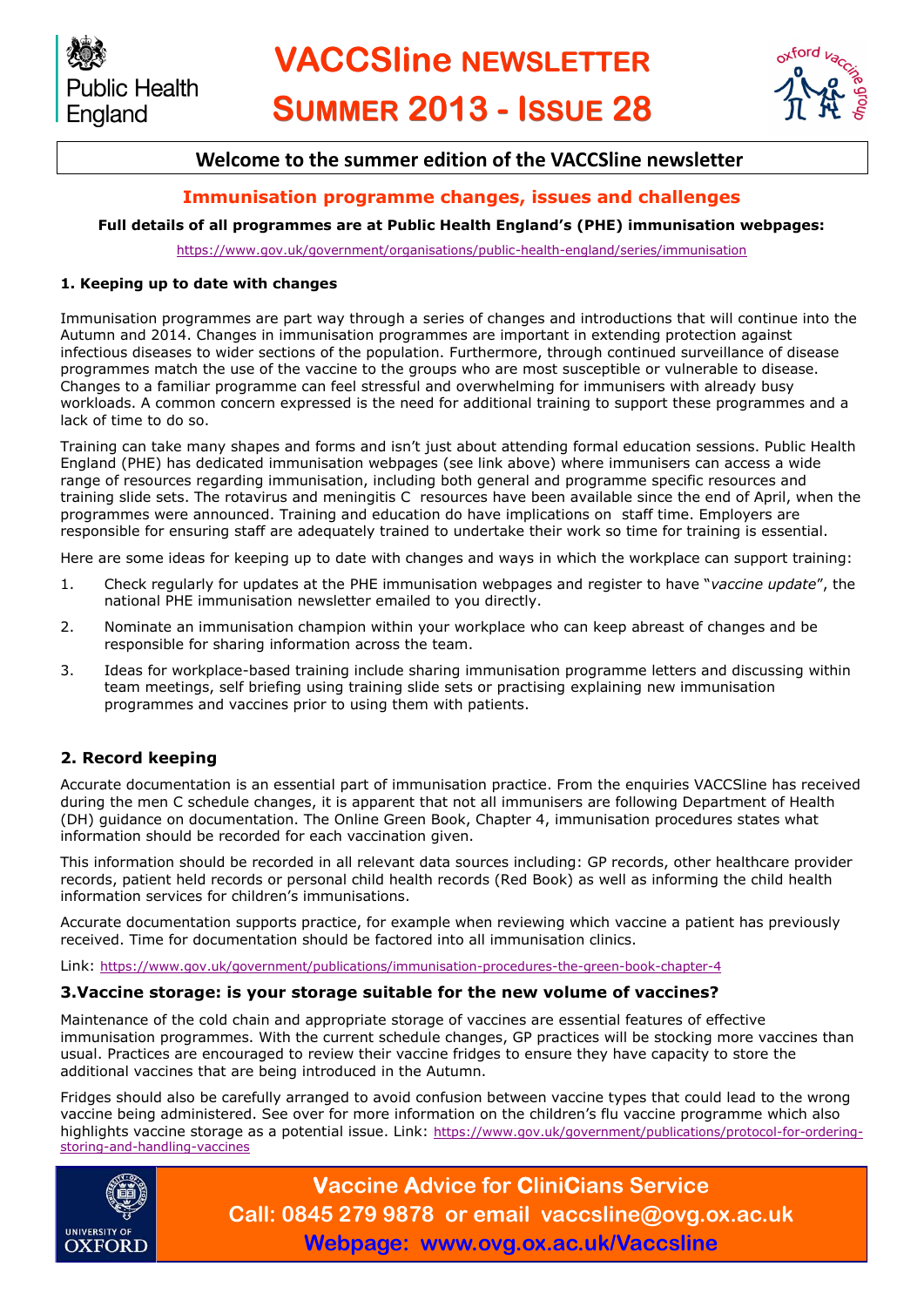Public Health England

# VACCSline NEWSLETTER

# SUMMER 2013 - ISSUE 28

oxford vaccine group

## Welcome to the summer edition of the VACCSline newsletter

## Immunisation programme changes, issues and challenges

**Full details of all programmes are at Public Health England's (PHE) immunisation webpages:**

https://www.gov.uk/government/organisations/public-health-england/series/immunisation

### 1. Keeping up to date with changes

Immunisation programmes are part way through a series of changes and introductions that will continue into the Autumn and 2014. Changes in immunisation programmes are important in extending protection against infectious diseases to wider sections of the population. Furthermore, through continued surveillance of disease programmes match the use of the vaccine to the groups who are most susceptible or vulnerable to disease. Changes to a familiar programme can feel stressful and overwhelming for immunisers with already busy workloads. A common concern expressed is the need for additional training to support these programmes and a lack of time to do so.

Training can take many shapes and forms and isn't just about attending formal education sessions. Public Health England (PHE) has dedicated immunisation webpages (see link above) where immunisers can access a wide range of resources regarding immunisation, including both general and programme specific resources and training slide sets. The rotavirus and meningitis C resources have been available since the end of April, when the programmes were announced. Training and education do have implications on staff time. Employers are responsible for ensuring staff are adequately trained to undertake their work so time for training is essential.

Here are some ideas for keeping up to date with changes and ways in which the workplace can support training:

1. Check regularly for updates at the PHE immunisation webpages and register to have "*vaccine update*", the national PHE immunisation newsletter emailed to you directly.
2. Nominate an immunisation champion within your workplace who can keep abreast of changes and be responsible for sharing information across the team.
3. Ideas for workplace-based training include sharing immunisation programme letters and discussing within team meetings, self briefing using training slide sets or practising explaining new immunisation programmes and vaccines prior to using them with patients.

### 2. Record keeping

Accurate documentation is an essential part of immunisation practice. From the enquiries VACCSline has received during the men C schedule changes, it is apparent that not all immunisers are following Department of Health (DH) guidance on documentation. The Online Green Book, Chapter 4, immunisation procedures states what information should be recorded for each vaccination given.

This information should be recorded in all relevant data sources including: GP records, other healthcare provider records, patient held records or personal child health records (Red Book) as well as informing the child health information services for children's immunisations.

Accurate documentation supports practice, for example when reviewing which vaccine a patient has previously received. Time for documentation should be factored into all immunisation clinics.

Link: https://www.gov.uk/government/publications/immunisation-procedures-the-green-book-chapter-4

### 3. Vaccine storage: is your storage suitable for the new volume of vaccines?

Maintenance of the cold chain and appropriate storage of vaccines are essential features of effective immunisation programmes. With the current schedule changes, GP practices will be stocking more vaccines than usual. Practices are encouraged to review their vaccine fridges to ensure they have capacity to store the additional vaccines that are being introduced in the Autumn.

Fridges should also be carefully arranged to avoid confusion between vaccine types that could lead to the wrong vaccine being administered. See over for more information on the children's flu vaccine programme which also highlights vaccine storage as a potential issue. Link: https://www.gov.uk/government/publications/protocol-for-ordering-storing-and-handling-vaccines

UNIVERSITY OF OXFORD

**Vaccine Advice for CliniCians Service**
**Call: 0845 279 9878 or email vaccsline@ovg.ox.ac.uk**
**Webpage: www.ovg.ox.ac.uk/Vaccsline**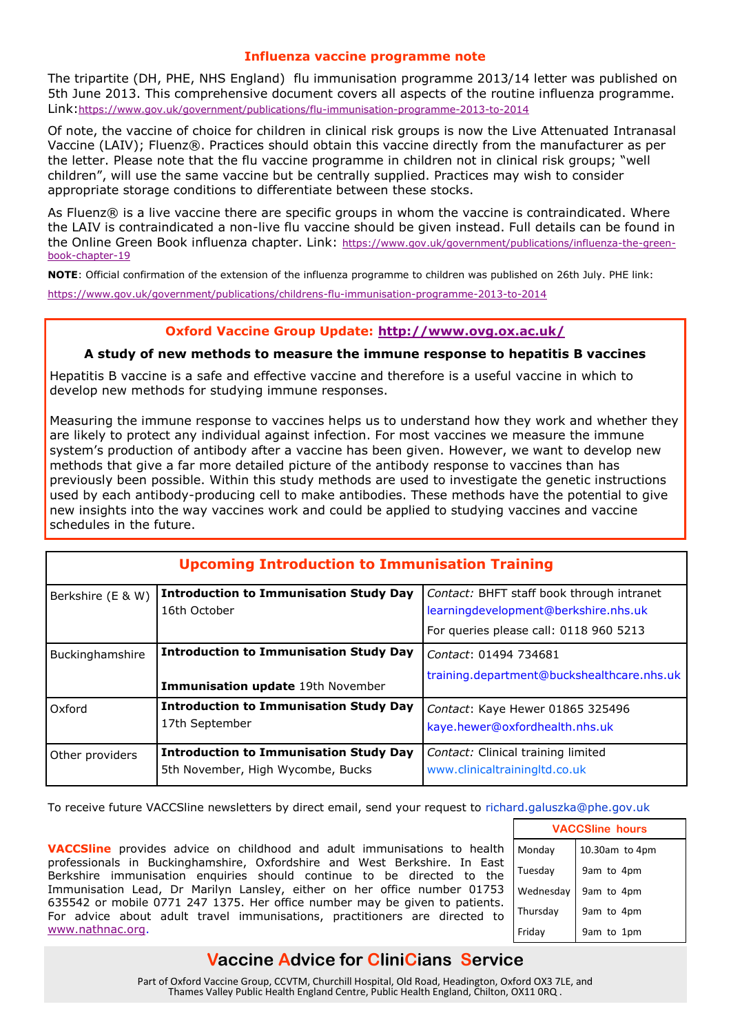## Influenza vaccine programme note

The tripartite (DH, PHE, NHS England) flu immunisation programme 2013/14 letter was published on 5th June 2013. This comprehensive document covers all aspects of the routine influenza programme. Link:https://www.gov.uk/government/publications/flu-immunisation-programme-2013-to-2014

Of note, the vaccine of choice for children in clinical risk groups is now the Live Attenuated Intranasal Vaccine (LAIV); Fluenz®. Practices should obtain this vaccine directly from the manufacturer as per the letter. Please note that the flu vaccine programme in children not in clinical risk groups; "well children", will use the same vaccine but be centrally supplied. Practices may wish to consider appropriate storage conditions to differentiate between these stocks.

As Fluenz® is a live vaccine there are specific groups in whom the vaccine is contraindicated. Where the LAIV is contraindicated a non-live flu vaccine should be given instead. Full details can be found in the Online Green Book influenza chapter. Link: https://www.gov.uk/government/publications/influenza-the-green-book-chapter-19

**NOTE**: Official confirmation of the extension of the influenza programme to children was published on 26th July. PHE link: https://www.gov.uk/government/publications/childrens-flu-immunisation-programme-2013-to-2014

## Oxford Vaccine Group Update: http://www.ovg.ox.ac.uk/

### A study of new methods to measure the immune response to hepatitis B vaccines

Hepatitis B vaccine is a safe and effective vaccine and therefore is a useful vaccine in which to develop new methods for studying immune responses.

Measuring the immune response to vaccines helps us to understand how they work and whether they are likely to protect any individual against infection. For most vaccines we measure the immune system's production of antibody after a vaccine has been given. However, we want to develop new methods that give a far more detailed picture of the antibody response to vaccines than has previously been possible. Within this study methods are used to investigate the genetic instructions used by each antibody-producing cell to make antibodies. These methods have the potential to give new insights into the way vaccines work and could be applied to studying vaccines and vaccine schedules in the future.

## Upcoming Introduction to Immunisation Training

| | | |
|---|---|---|
| Berkshire (E & W) | **Introduction to Immunisation Study Day** 16th October | *Contact:* BHFT staff book through intranet learningdevelopment@berkshire.nhs.uk For queries please call: 0118 960 5213 |
| Buckinghamshire | **Introduction to Immunisation Study Day** **Immunisation update** 19th November | *Contact*: 01494 734681 training.department@buckshealthcare.nhs.uk |
| Oxford | **Introduction to Immunisation Study Day** 17th September | *Contact*: Kaye Hewer 01865 325496 kaye.hewer@oxfordhealth.nhs.uk |
| Other providers | **Introduction to Immunisation Study Day** 5th November, High Wycombe, Bucks | *Contact:* Clinical training limited www.clinicaltrainingltd.co.uk |

To receive future VACCSline newsletters by direct email, send your request to richard.galuszka@phe.gov.uk

**VACCSline** provides advice on childhood and adult immunisations to health professionals in Buckinghamshire, Oxfordshire and West Berkshire. In East Berkshire immunisation enquiries should continue to be directed to the Immunisation Lead, Dr Marilyn Lansley, either on her office number 01753 635542 or mobile 0771 247 1375. Her office number may be given to patients. For advice about adult travel immunisations, practitioners are directed to www.nathnac.org.

| VACCSline hours | |
|---|---|
| Monday | 10.30am to 4pm |
| Tuesday | 9am to 4pm |
| Wednesday | 9am to 4pm |
| Thursday | 9am to 4pm |
| Friday | 9am to 1pm |

## Vaccine Advice for CliniCians Service

Part of Oxford Vaccine Group, CCVTM, Churchill Hospital, Old Road, Headington, Oxford OX3 7LE, and Thames Valley Public Health England Centre, Public Health England, Chilton, OX11 0RQ .